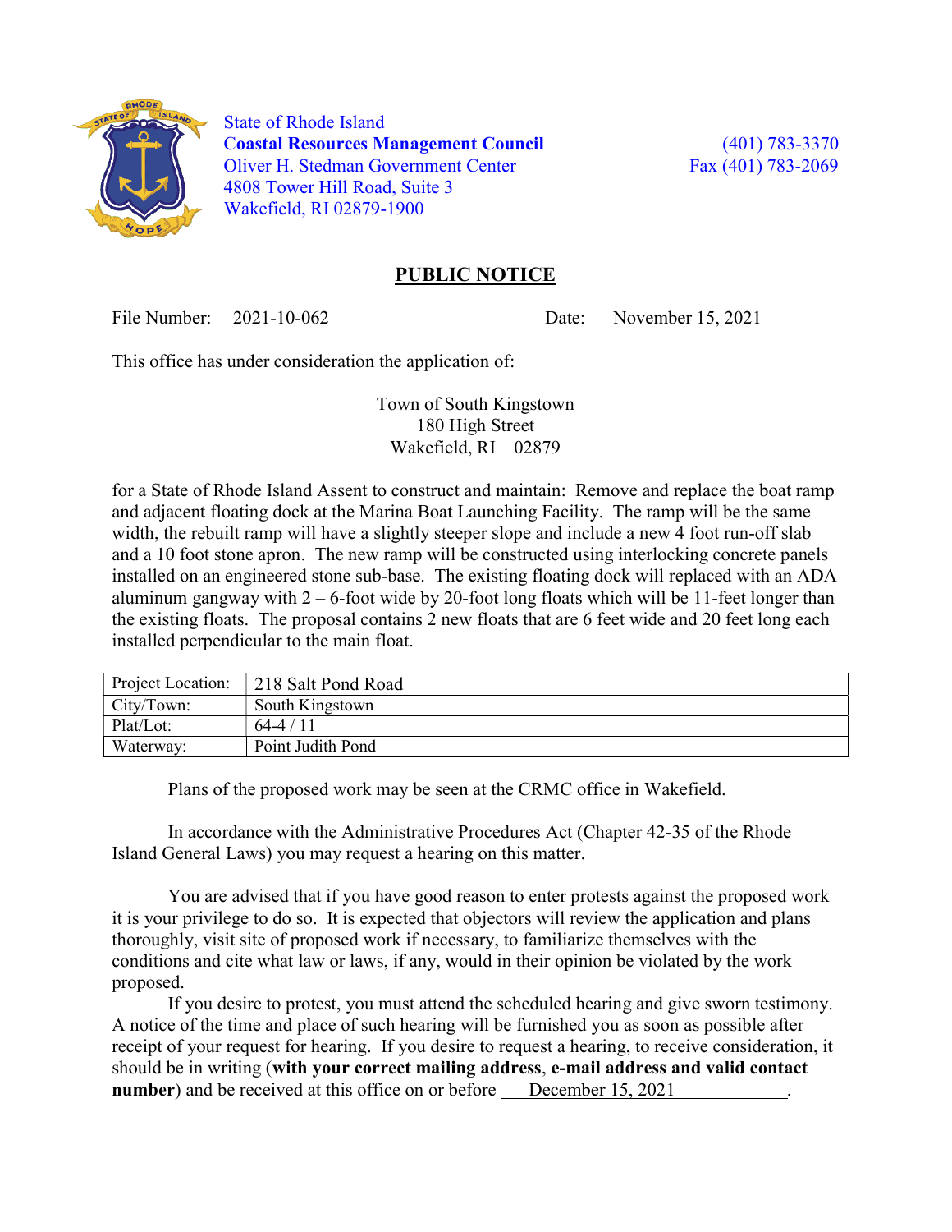State of Rhode Island
**Coastal Resources Management Council**
Oliver H. Stedman Government Center
4808 Tower Hill Road, Suite 3
Wakefield, RI 02879-1900

(401) 783-3370
Fax (401) 783-2069

## PUBLIC NOTICE

File Number: 2021-10-062 Date: November 15, 2021

This office has under consideration the application of:

Town of South Kingstown
180 High Street
Wakefield, RI 02879

for a State of Rhode Island Assent to construct and maintain: Remove and replace the boat ramp and adjacent floating dock at the Marina Boat Launching Facility. The ramp will be the same width, the rebuilt ramp will have a slightly steeper slope and include a new 4 foot run-off slab and a 10 foot stone apron. The new ramp will be constructed using interlocking concrete panels installed on an engineered stone sub-base. The existing floating dock will replaced with an ADA aluminum gangway with 2 – 6-foot wide by 20-foot long floats which will be 11-feet longer than the existing floats. The proposal contains 2 new floats that are 6 feet wide and 20 feet long each installed perpendicular to the main float.

| | |
|---|---|
| Project Location: | 218 Salt Pond Road |
| City/Town: | South Kingstown |
| Plat/Lot: | 64-4 / 11 |
| Waterway: | Point Judith Pond |

Plans of the proposed work may be seen at the CRMC office in Wakefield.

In accordance with the Administrative Procedures Act (Chapter 42-35 of the Rhode Island General Laws) you may request a hearing on this matter.

You are advised that if you have good reason to enter protests against the proposed work it is your privilege to do so. It is expected that objectors will review the application and plans thoroughly, visit site of proposed work if necessary, to familiarize themselves with the conditions and cite what law or laws, if any, would in their opinion be violated by the work proposed.

If you desire to protest, you must attend the scheduled hearing and give sworn testimony. A notice of the time and place of such hearing will be furnished you as soon as possible after receipt of your request for hearing. If you desire to request a hearing, to receive consideration, it should be in writing (**with your correct mailing address**, **e-mail address and valid contact number**) and be received at this office on or before December 15, 2021.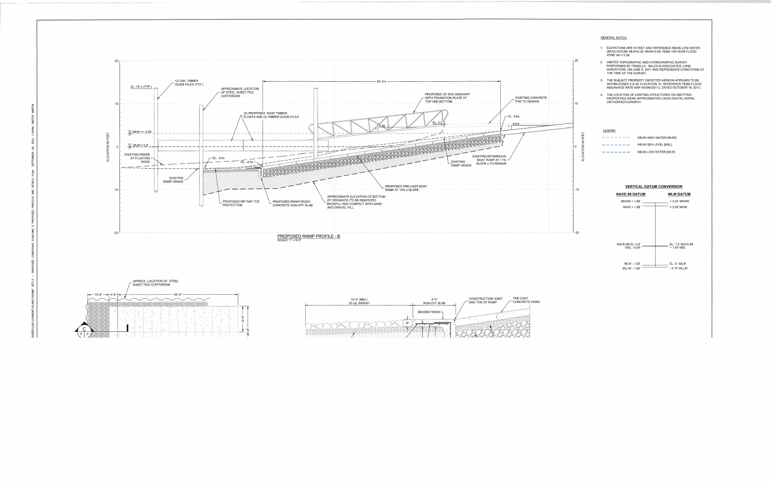GURES\CAD\CURRENT\PLANS\PERMIT SET\3 – PROPOSED CONDITIONS PLAN.DWG 5 PROPOSED PROFILES AND DETAILS PLAN SEPTEMBER 29, 2021 1:34PM TIMOTHY MARTIN

## GENERAL NOTES:

1. ELEVATIONS ARE IN FEET AND REFERENCE MEAN LOW WATER (MLW) DATUM: MLW=0.00, MHW=3.09, FEMA 100-YEAR FLOOD ZONE AE=11.50.
2. LIMITED TOPOGRAPHIC AND HYDROGRAPHIC SURVEY PERFORMED BY FRISELLA - BALCH & ASSOCIATES, LAND SURVEYORS, ON JUNE 8, 2021 AND REPRESENTS CONDITIONS AT THE TIME OF THE SURVEY.
3. THE SUBJECT PROPERTY DEPICTED HEREON APPEARS TO BE WITHIN ZONES X & AE ELEVATION 10, REFERENCE FEMA FLOOD INSURANCE RATE MAP 44009C0211J, DATED OCTOBER 16, 2013.
4. THE LOCATION OF EXISTING STRUCTURES ON ABUTTING PROPERTIES WERE APPROXIMATED USING DIGITAL AERIAL ORTHOPHOTOGRAPHY

## LEGEND

MEAN HIGH WATER [MHW]

MEAN SEA LEVEL [MSL]

MEAN LOW WATER [MLW]

## VERTICAL DATUM CONVERSION

| NAVD 88 DATUM | MLW DATUM |
|---|---|
| MHHW + 1.84' | + 3.34' MHHW |
| MHW + 1.59' | + 3.09' MHW |
| NAVD 88 EL. 0.0' MSL - 0.05' | EL. 1.5' NAVD 88 + 1.45' MSL |
| MLW - 1.50' | EL. 0' MLW |
| MLLW - 1.65' | - 0.15' MLLW |

## PROPOSED RAMP PROFILE - B

SCALE: 1" = 5'-0"

ELEVATION IN FEET

20
10
0
-10
-20

12"-DIA. TIMBER GUIDE PILES (TYP.)

EL. 15' ± (TYP.)

APPROXIMATE LOCATION OF STEEL SHEET PILE COFFERDAM.

55'-4"±

PROPOSED 30' ADA GANGWAY WITH TRANSITION PLATE AT TOP AND BOTTOM

EXISTING CONCRETE PAD TO REMAIN

(2) PROPOSED 6'X20' TIMBER FLOATS AND (4) TIMBER GUIDE PILES

MHW = 3.09'

MLW = 0.0'

EL. 3.6±

EL. 5.2'±

9.0'±

EXISTING GRADE AT FLOATING DOCK

EL. -5.0±

EL. -4.5±

EXISTING BITUMINOUS BOAT RAMP AT 11% SLOPE ± TO REMAIN

EXISTING RAMP GRADE

EXISTING RAMP GRADE

PROPOSED PRE-CAST BOAT RAMP AT 15% ± SLOPE.

PROPOSED RIP RAP TOE PROTECTION

PROPOSED REINFORCED CONCRETE RUN-OFF SLAB

APPROXIMATE ELEVATION OF BOTTOM OF ORGANICS (TO BE REMOVED) BACKFILL AND COMPACT WITH SAND AND GRAVEL FILL.

APPROX. LOCATION OF STEEL SHEET PILE COFFERDAM

10'-0" 4'-0" 56'-0"

12'-0"

24'-0"

C
5 5

10'-0" (MIN.) 25 LB. RIPRAP

4'-0" RUN-OFF SLAB

CONSTRUCTION JOINT AND TOE OF RAMP

PRE-CAST CONCRETE PANEL

BROOM FINISH

8"